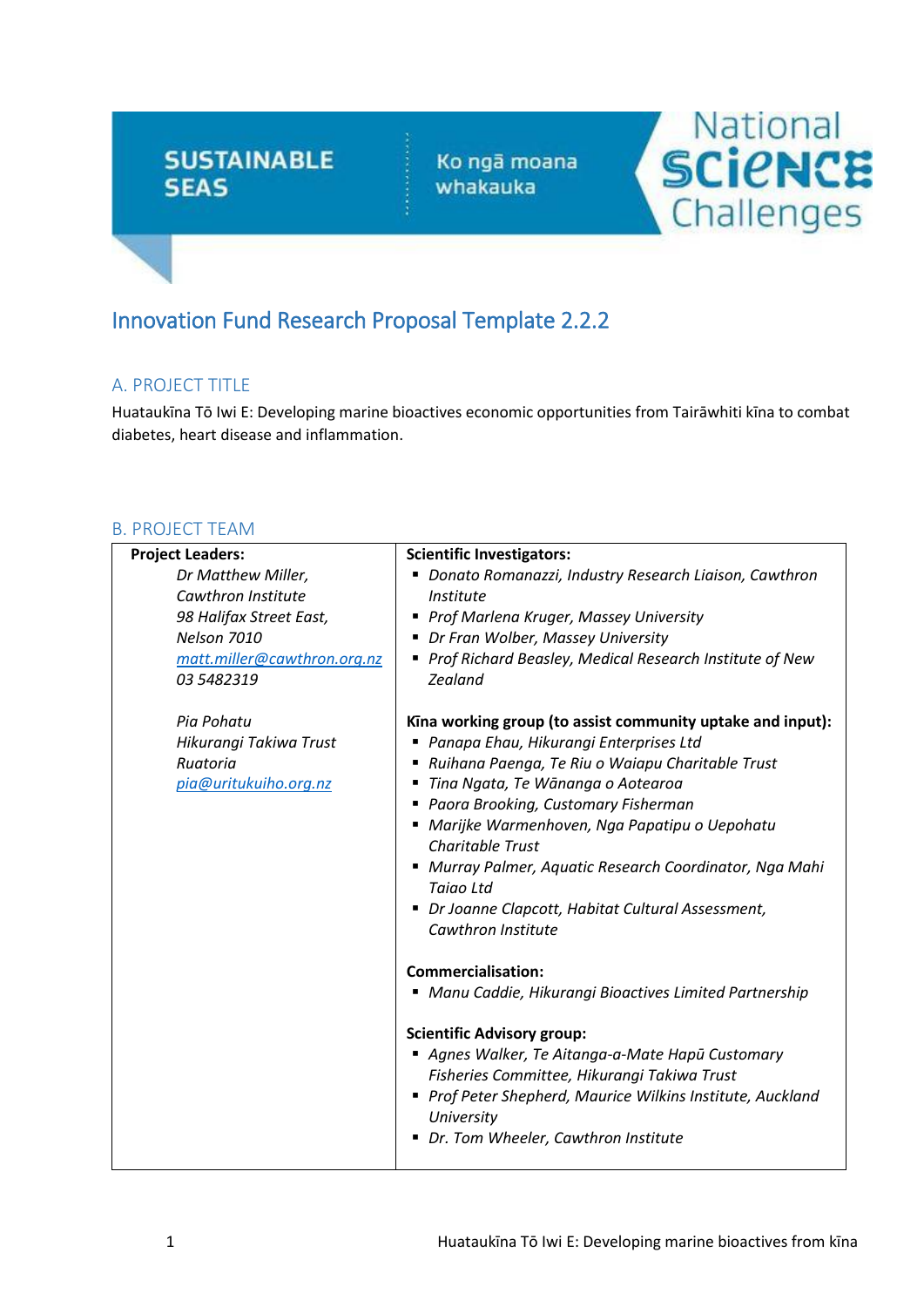SUSTAINABLE SEAS | Ko ngā moana whakauka | National Science Challenges

# Innovation Fund Research Proposal Template 2.2.2

## A. PROJECT TITLE

Huataukīna Tō Iwi E: Developing marine bioactives economic opportunities from Tairāwhiti kīna to combat diabetes, heart disease and inflammation.

## B. PROJECT TEAM

| **Project Leaders:** | **Scientific Investigators:** |
|---|---|
| *Dr Matthew Miller,*<br>*Cawthron Institute*<br>*98 Halifax Street East,*<br>*Nelson 7010*<br>*matt.miller@cawthron.org.nz*<br>*03 5482319*<br><br>*Pia Pohatu*<br>*Hikurangi Takiwa Trust*<br>*Ruatoria*<br>*pia@uritukuiho.org.nz* | ▪ *Donato Romanazzi, Industry Research Liaison, Cawthron Institute*<br>▪ *Prof Marlena Kruger, Massey University*<br>▪ *Dr Fran Wolber, Massey University*<br>▪ *Prof Richard Beasley, Medical Research Institute of New Zealand*<br><br>**Kīna working group (to assist community uptake and input):**<br>▪ *Panapa Ehau, Hikurangi Enterprises Ltd*<br>▪ *Ruihana Paenga, Te Riu o Waiapu Charitable Trust*<br>▪ *Tina Ngata, Te Wānanga o Aotearoa*<br>▪ *Paora Brooking, Customary Fisherman*<br>▪ *Marijke Warmenhoven, Nga Papatipu o Uepohatu Charitable Trust*<br>▪ *Murray Palmer, Aquatic Research Coordinator, Nga Mahi Taiao Ltd*<br>▪ *Dr Joanne Clapcott, Habitat Cultural Assessment, Cawthron Institute*<br><br>**Commercialisation:**<br>▪ *Manu Caddie, Hikurangi Bioactives Limited Partnership*<br><br>**Scientific Advisory group:**<br>▪ *Agnes Walker, Te Aitanga-a-Mate Hapū Customary Fisheries Committee, Hikurangi Takiwa Trust*<br>▪ *Prof Peter Shepherd, Maurice Wilkins Institute, Auckland University*<br>▪ *Dr. Tom Wheeler, Cawthron Institute* |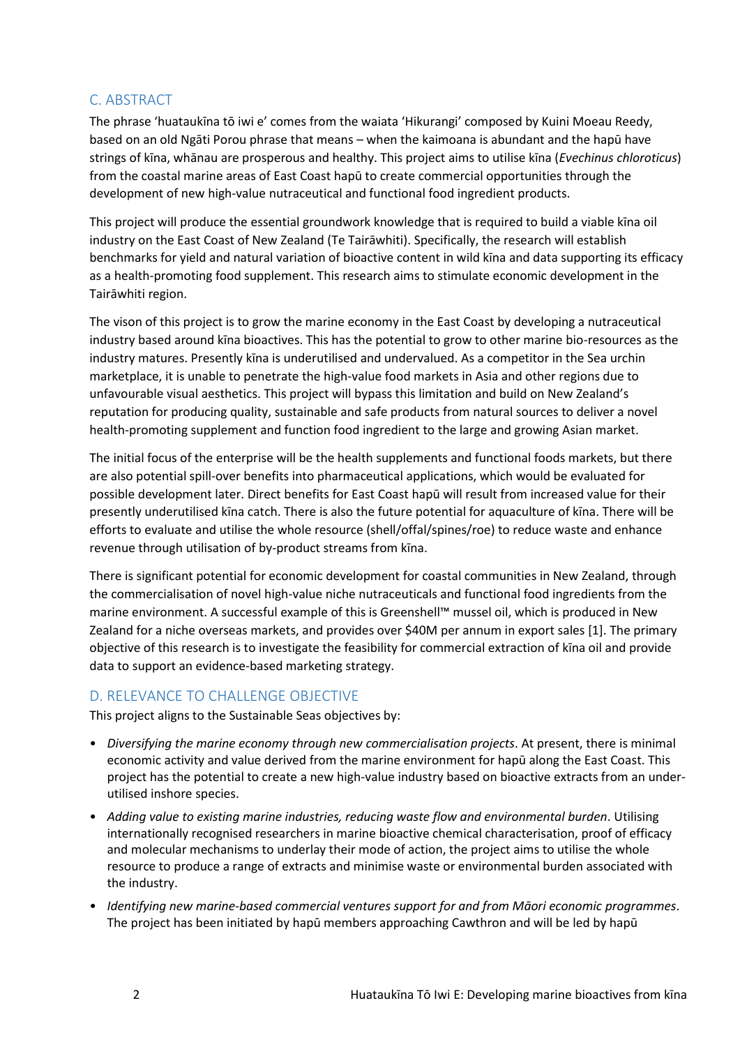## C. ABSTRACT

The phrase 'huataukīna tō iwi e' comes from the waiata 'Hikurangi' composed by Kuini Moeau Reedy, based on an old Ngāti Porou phrase that means – when the kaimoana is abundant and the hapū have strings of kīna, whānau are prosperous and healthy. This project aims to utilise kīna (*Evechinus chloroticus*) from the coastal marine areas of East Coast hapū to create commercial opportunities through the development of new high-value nutraceutical and functional food ingredient products.

This project will produce the essential groundwork knowledge that is required to build a viable kīna oil industry on the East Coast of New Zealand (Te Tairāwhiti). Specifically, the research will establish benchmarks for yield and natural variation of bioactive content in wild kīna and data supporting its efficacy as a health-promoting food supplement. This research aims to stimulate economic development in the Tairāwhiti region.

The vison of this project is to grow the marine economy in the East Coast by developing a nutraceutical industry based around kīna bioactives. This has the potential to grow to other marine bio-resources as the industry matures. Presently kīna is underutilised and undervalued. As a competitor in the Sea urchin marketplace, it is unable to penetrate the high-value food markets in Asia and other regions due to unfavourable visual aesthetics. This project will bypass this limitation and build on New Zealand's reputation for producing quality, sustainable and safe products from natural sources to deliver a novel health-promoting supplement and function food ingredient to the large and growing Asian market.

The initial focus of the enterprise will be the health supplements and functional foods markets, but there are also potential spill-over benefits into pharmaceutical applications, which would be evaluated for possible development later. Direct benefits for East Coast hapū will result from increased value for their presently underutilised kīna catch. There is also the future potential for aquaculture of kīna. There will be efforts to evaluate and utilise the whole resource (shell/offal/spines/roe) to reduce waste and enhance revenue through utilisation of by-product streams from kīna.

There is significant potential for economic development for coastal communities in New Zealand, through the commercialisation of novel high-value niche nutraceuticals and functional food ingredients from the marine environment. A successful example of this is Greenshell™ mussel oil, which is produced in New Zealand for a niche overseas markets, and provides over $40M per annum in export sales [1]. The primary objective of this research is to investigate the feasibility for commercial extraction of kīna oil and provide data to support an evidence-based marketing strategy.

## D. RELEVANCE TO CHALLENGE OBJECTIVE

This project aligns to the Sustainable Seas objectives by:

- *Diversifying the marine economy through new commercialisation projects*. At present, there is minimal economic activity and value derived from the marine environment for hapū along the East Coast. This project has the potential to create a new high-value industry based on bioactive extracts from an under-utilised inshore species.
- *Adding value to existing marine industries, reducing waste flow and environmental burden*. Utilising internationally recognised researchers in marine bioactive chemical characterisation, proof of efficacy and molecular mechanisms to underlay their mode of action, the project aims to utilise the whole resource to produce a range of extracts and minimise waste or environmental burden associated with the industry.
- *Identifying new marine-based commercial ventures support for and from Māori economic programmes*. The project has been initiated by hapū members approaching Cawthron and will be led by hapū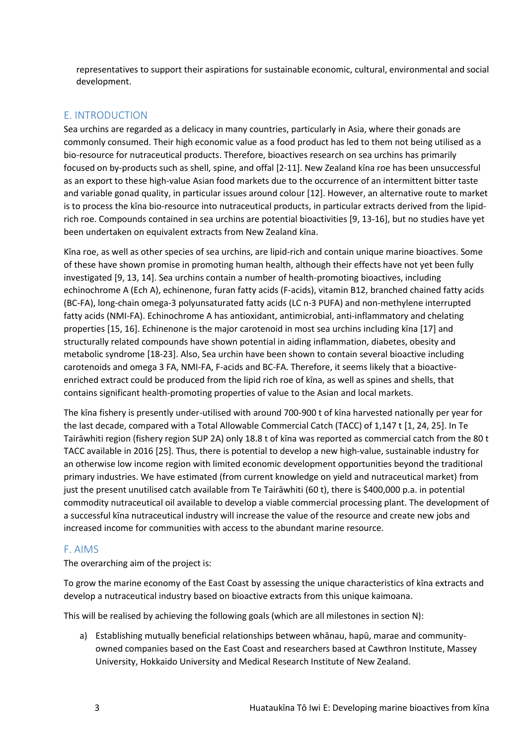representatives to support their aspirations for sustainable economic, cultural, environmental and social development.

## E. INTRODUCTION

Sea urchins are regarded as a delicacy in many countries, particularly in Asia, where their gonads are commonly consumed. Their high economic value as a food product has led to them not being utilised as a bio-resource for nutraceutical products. Therefore, bioactives research on sea urchins has primarily focused on by-products such as shell, spine, and offal [2-11]. New Zealand kīna roe has been unsuccessful as an export to these high-value Asian food markets due to the occurrence of an intermittent bitter taste and variable gonad quality, in particular issues around colour [12]. However, an alternative route to market is to process the kīna bio-resource into nutraceutical products, in particular extracts derived from the lipid-rich roe. Compounds contained in sea urchins are potential bioactivities [9, 13-16], but no studies have yet been undertaken on equivalent extracts from New Zealand kīna.

Kīna roe, as well as other species of sea urchins, are lipid-rich and contain unique marine bioactives. Some of these have shown promise in promoting human health, although their effects have not yet been fully investigated [9, 13, 14]. Sea urchins contain a number of health-promoting bioactives, including echinochrome A (Ech A), echinenone, furan fatty acids (F-acids), vitamin B12, branched chained fatty acids (BC-FA), long-chain omega-3 polyunsaturated fatty acids (LC n-3 PUFA) and non-methylene interrupted fatty acids (NMI-FA). Echinochrome A has antioxidant, antimicrobial, anti-inflammatory and chelating properties [15, 16]. Echinenone is the major carotenoid in most sea urchins including kīna [17] and structurally related compounds have shown potential in aiding inflammation, diabetes, obesity and metabolic syndrome [18-23]. Also, Sea urchin have been shown to contain several bioactive including carotenoids and omega 3 FA, NMI-FA, F-acids and BC-FA. Therefore, it seems likely that a bioactive-enriched extract could be produced from the lipid rich roe of kīna, as well as spines and shells, that contains significant health-promoting properties of value to the Asian and local markets.

The kīna fishery is presently under-utilised with around 700-900 t of kīna harvested nationally per year for the last decade, compared with a Total Allowable Commercial Catch (TACC) of 1,147 t [1, 24, 25]. In Te Tairāwhiti region (fishery region SUP 2A) only 18.8 t of kīna was reported as commercial catch from the 80 t TACC available in 2016 [25]. Thus, there is potential to develop a new high-value, sustainable industry for an otherwise low income region with limited economic development opportunities beyond the traditional primary industries. We have estimated (from current knowledge on yield and nutraceutical market) from just the present unutilised catch available from Te Tairāwhiti (60 t), there is $400,000 p.a. in potential commodity nutraceutical oil available to develop a viable commercial processing plant. The development of a successful kīna nutraceutical industry will increase the value of the resource and create new jobs and increased income for communities with access to the abundant marine resource.

## F. AIMS

The overarching aim of the project is:

To grow the marine economy of the East Coast by assessing the unique characteristics of kīna extracts and develop a nutraceutical industry based on bioactive extracts from this unique kaimoana.

This will be realised by achieving the following goals (which are all milestones in section N):

a) Establishing mutually beneficial relationships between whānau, hapū, marae and community-owned companies based on the East Coast and researchers based at Cawthron Institute, Massey University, Hokkaido University and Medical Research Institute of New Zealand.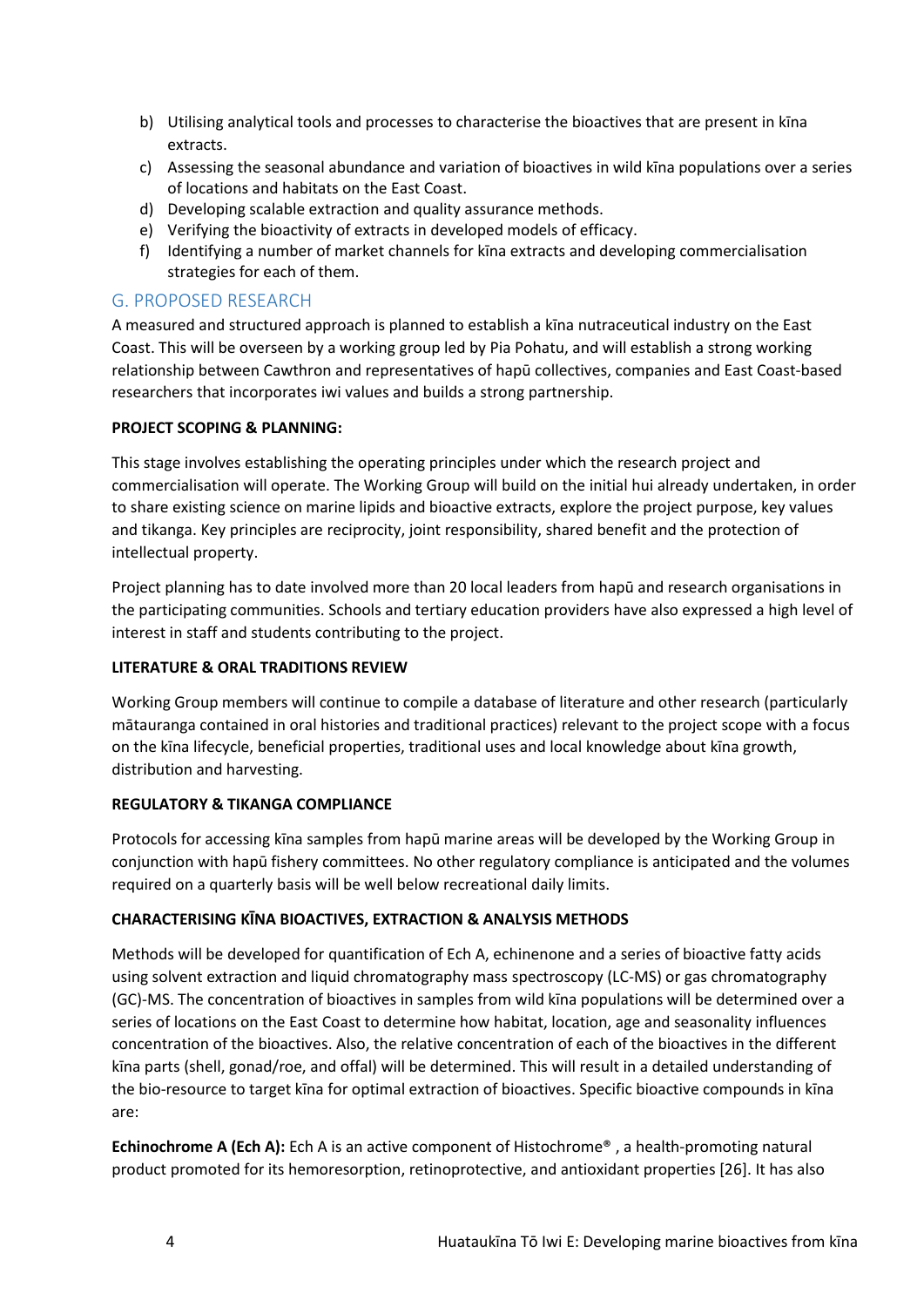b) Utilising analytical tools and processes to characterise the bioactives that are present in kīna extracts.
c) Assessing the seasonal abundance and variation of bioactives in wild kīna populations over a series of locations and habitats on the East Coast.
d) Developing scalable extraction and quality assurance methods.
e) Verifying the bioactivity of extracts in developed models of efficacy.
f) Identifying a number of market channels for kīna extracts and developing commercialisation strategies for each of them.

## G. PROPOSED RESEARCH

A measured and structured approach is planned to establish a kīna nutraceutical industry on the East Coast. This will be overseen by a working group led by Pia Pohatu, and will establish a strong working relationship between Cawthron and representatives of hapū collectives, companies and East Coast-based researchers that incorporates iwi values and builds a strong partnership.

**PROJECT SCOPING & PLANNING:**

This stage involves establishing the operating principles under which the research project and commercialisation will operate. The Working Group will build on the initial hui already undertaken, in order to share existing science on marine lipids and bioactive extracts, explore the project purpose, key values and tikanga. Key principles are reciprocity, joint responsibility, shared benefit and the protection of intellectual property.

Project planning has to date involved more than 20 local leaders from hapū and research organisations in the participating communities. Schools and tertiary education providers have also expressed a high level of interest in staff and students contributing to the project.

**LITERATURE & ORAL TRADITIONS REVIEW**

Working Group members will continue to compile a database of literature and other research (particularly mātauranga contained in oral histories and traditional practices) relevant to the project scope with a focus on the kīna lifecycle, beneficial properties, traditional uses and local knowledge about kīna growth, distribution and harvesting.

**REGULATORY & TIKANGA COMPLIANCE**

Protocols for accessing kīna samples from hapū marine areas will be developed by the Working Group in conjunction with hapū fishery committees. No other regulatory compliance is anticipated and the volumes required on a quarterly basis will be well below recreational daily limits.

**CHARACTERISING KĪNA BIOACTIVES, EXTRACTION & ANALYSIS METHODS**

Methods will be developed for quantification of Ech A, echinenone and a series of bioactive fatty acids using solvent extraction and liquid chromatography mass spectroscopy (LC-MS) or gas chromatography (GC)-MS. The concentration of bioactives in samples from wild kīna populations will be determined over a series of locations on the East Coast to determine how habitat, location, age and seasonality influences concentration of the bioactives. Also, the relative concentration of each of the bioactives in the different kīna parts (shell, gonad/roe, and offal) will be determined. This will result in a detailed understanding of the bio-resource to target kīna for optimal extraction of bioactives. Specific bioactive compounds in kīna are:

**Echinochrome A (Ech A):** Ech A is an active component of Histochrome® , a health-promoting natural product promoted for its hemoresorption, retinoprotective, and antioxidant properties [26]. It has also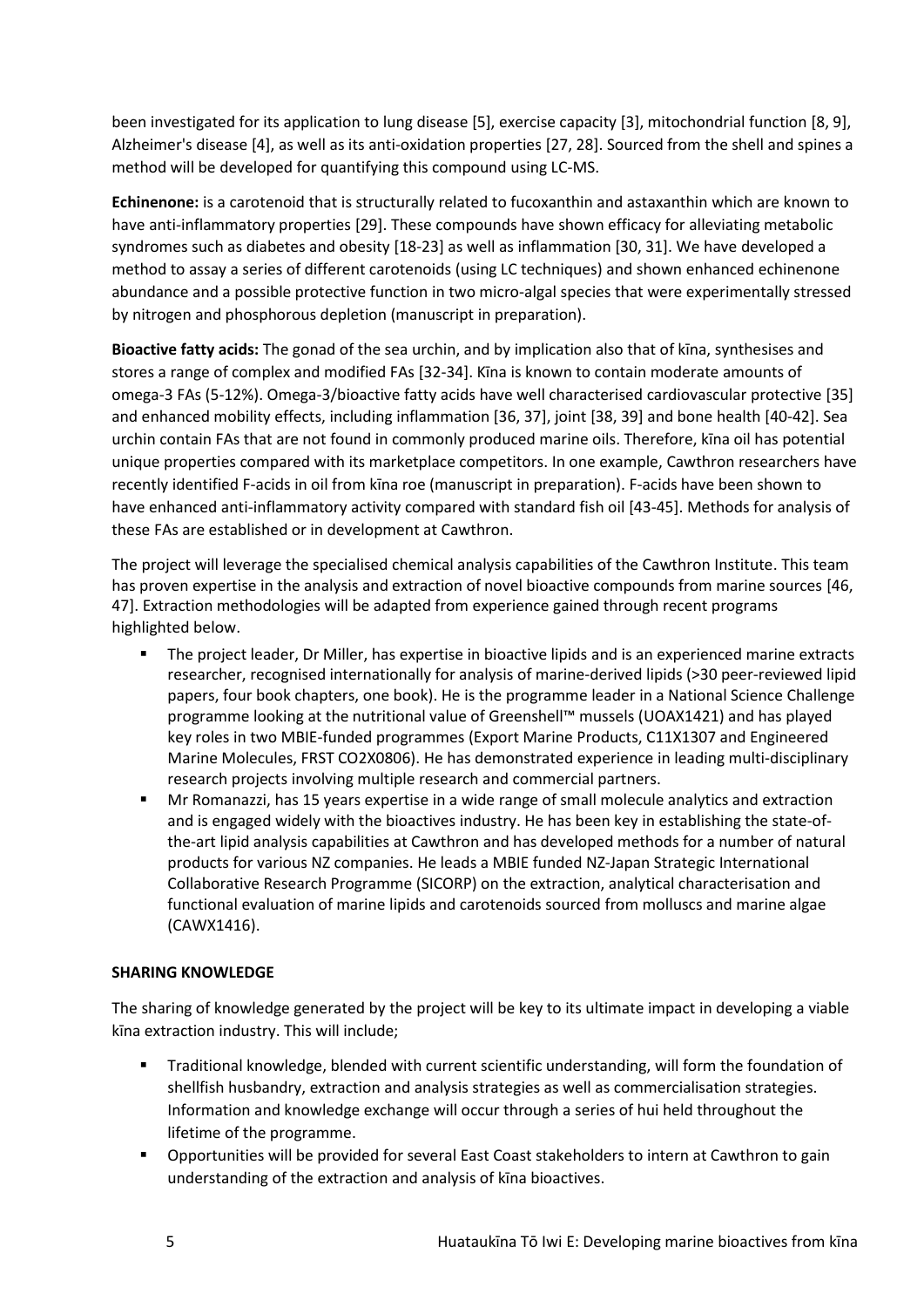been investigated for its application to lung disease [5], exercise capacity [3], mitochondrial function [8, 9], Alzheimer's disease [4], as well as its anti-oxidation properties [27, 28]. Sourced from the shell and spines a method will be developed for quantifying this compound using LC-MS.

**Echinenone:** is a carotenoid that is structurally related to fucoxanthin and astaxanthin which are known to have anti-inflammatory properties [29]. These compounds have shown efficacy for alleviating metabolic syndromes such as diabetes and obesity [18-23] as well as inflammation [30, 31]. We have developed a method to assay a series of different carotenoids (using LC techniques) and shown enhanced echinenone abundance and a possible protective function in two micro-algal species that were experimentally stressed by nitrogen and phosphorous depletion (manuscript in preparation).

**Bioactive fatty acids:** The gonad of the sea urchin, and by implication also that of kīna, synthesises and stores a range of complex and modified FAs [32-34]. Kīna is known to contain moderate amounts of omega-3 FAs (5-12%). Omega-3/bioactive fatty acids have well characterised cardiovascular protective [35] and enhanced mobility effects, including inflammation [36, 37], joint [38, 39] and bone health [40-42]. Sea urchin contain FAs that are not found in commonly produced marine oils. Therefore, kīna oil has potential unique properties compared with its marketplace competitors. In one example, Cawthron researchers have recently identified F-acids in oil from kīna roe (manuscript in preparation). F-acids have been shown to have enhanced anti-inflammatory activity compared with standard fish oil [43-45]. Methods for analysis of these FAs are established or in development at Cawthron.

The project will leverage the specialised chemical analysis capabilities of the Cawthron Institute. This team has proven expertise in the analysis and extraction of novel bioactive compounds from marine sources [46, 47]. Extraction methodologies will be adapted from experience gained through recent programs highlighted below.

- The project leader, Dr Miller, has expertise in bioactive lipids and is an experienced marine extracts researcher, recognised internationally for analysis of marine-derived lipids (>30 peer-reviewed lipid papers, four book chapters, one book). He is the programme leader in a National Science Challenge programme looking at the nutritional value of Greenshell™ mussels (UOAX1421) and has played key roles in two MBIE-funded programmes (Export Marine Products, C11X1307 and Engineered Marine Molecules, FRST CO2X0806). He has demonstrated experience in leading multi-disciplinary research projects involving multiple research and commercial partners.
- Mr Romanazzi, has 15 years expertise in a wide range of small molecule analytics and extraction and is engaged widely with the bioactives industry. He has been key in establishing the state-of-the-art lipid analysis capabilities at Cawthron and has developed methods for a number of natural products for various NZ companies. He leads a MBIE funded NZ-Japan Strategic International Collaborative Research Programme (SICORP) on the extraction, analytical characterisation and functional evaluation of marine lipids and carotenoids sourced from molluscs and marine algae (CAWX1416).

**SHARING KNOWLEDGE**

The sharing of knowledge generated by the project will be key to its ultimate impact in developing a viable kīna extraction industry. This will include;

- Traditional knowledge, blended with current scientific understanding, will form the foundation of shellfish husbandry, extraction and analysis strategies as well as commercialisation strategies. Information and knowledge exchange will occur through a series of hui held throughout the lifetime of the programme.
- Opportunities will be provided for several East Coast stakeholders to intern at Cawthron to gain understanding of the extraction and analysis of kīna bioactives.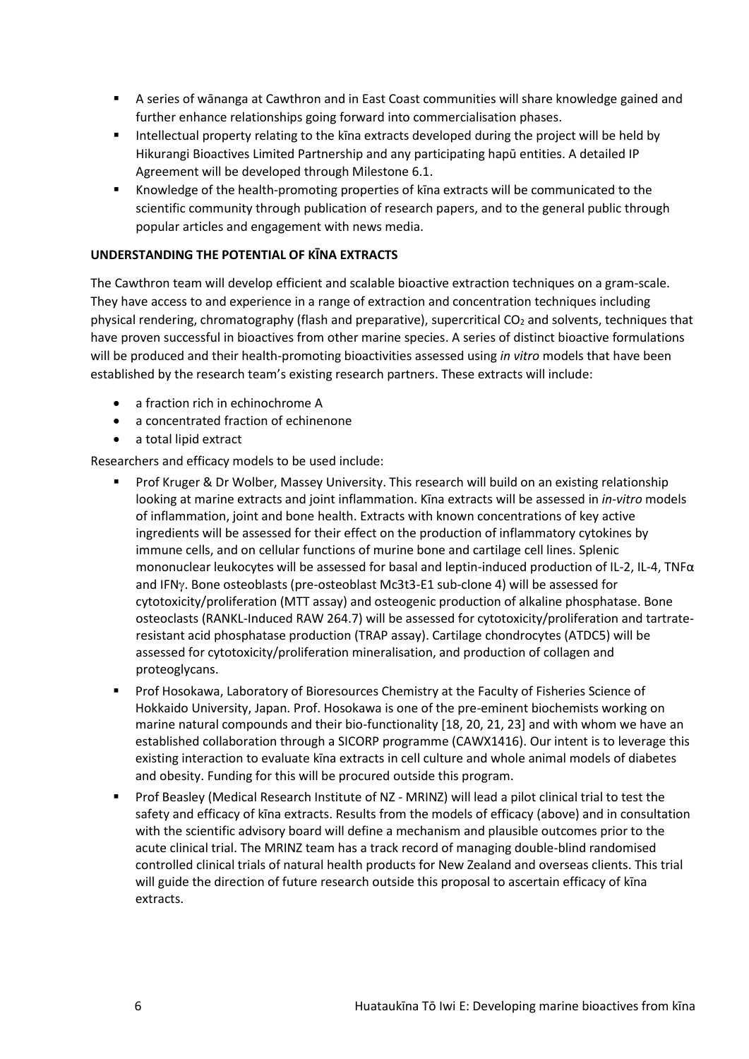- A series of wānanga at Cawthron and in East Coast communities will share knowledge gained and further enhance relationships going forward into commercialisation phases.
- Intellectual property relating to the kīna extracts developed during the project will be held by Hikurangi Bioactives Limited Partnership and any participating hapū entities. A detailed IP Agreement will be developed through Milestone 6.1.
- Knowledge of the health-promoting properties of kīna extracts will be communicated to the scientific community through publication of research papers, and to the general public through popular articles and engagement with news media.

**UNDERSTANDING THE POTENTIAL OF KĪNA EXTRACTS**

The Cawthron team will develop efficient and scalable bioactive extraction techniques on a gram-scale. They have access to and experience in a range of extraction and concentration techniques including physical rendering, chromatography (flash and preparative), supercritical $CO_2$ and solvents, techniques that have proven successful in bioactives from other marine species. A series of distinct bioactive formulations will be produced and their health-promoting bioactivities assessed using *in vitro* models that have been established by the research team's existing research partners. These extracts will include:

- a fraction rich in echinochrome A
- a concentrated fraction of echinenone
- a total lipid extract

Researchers and efficacy models to be used include:

- Prof Kruger & Dr Wolber, Massey University. This research will build on an existing relationship looking at marine extracts and joint inflammation. Kīna extracts will be assessed in *in-vitro* models of inflammation, joint and bone health. Extracts with known concentrations of key active ingredients will be assessed for their effect on the production of inflammatory cytokines by immune cells, and on cellular functions of murine bone and cartilage cell lines. Splenic mononuclear leukocytes will be assessed for basal and leptin-induced production of IL-2, IL-4, TNFα and IFNγ. Bone osteoblasts (pre-osteoblast Mc3t3-E1 sub-clone 4) will be assessed for cytotoxicity/proliferation (MTT assay) and osteogenic production of alkaline phosphatase. Bone osteoclasts (RANKL-Induced RAW 264.7) will be assessed for cytotoxicity/proliferation and tartrate-resistant acid phosphatase production (TRAP assay). Cartilage chondrocytes (ATDC5) will be assessed for cytotoxicity/proliferation mineralisation, and production of collagen and proteoglycans.
- Prof Hosokawa, Laboratory of Bioresources Chemistry at the Faculty of Fisheries Science of Hokkaido University, Japan. Prof. Hosokawa is one of the pre-eminent biochemists working on marine natural compounds and their bio-functionality [18, 20, 21, 23] and with whom we have an established collaboration through a SICORP programme (CAWX1416). Our intent is to leverage this existing interaction to evaluate kīna extracts in cell culture and whole animal models of diabetes and obesity. Funding for this will be procured outside this program.
- Prof Beasley (Medical Research Institute of NZ - MRINZ) will lead a pilot clinical trial to test the safety and efficacy of kīna extracts. Results from the models of efficacy (above) and in consultation with the scientific advisory board will define a mechanism and plausible outcomes prior to the acute clinical trial. The MRINZ team has a track record of managing double-blind randomised controlled clinical trials of natural health products for New Zealand and overseas clients. This trial will guide the direction of future research outside this proposal to ascertain efficacy of kīna extracts.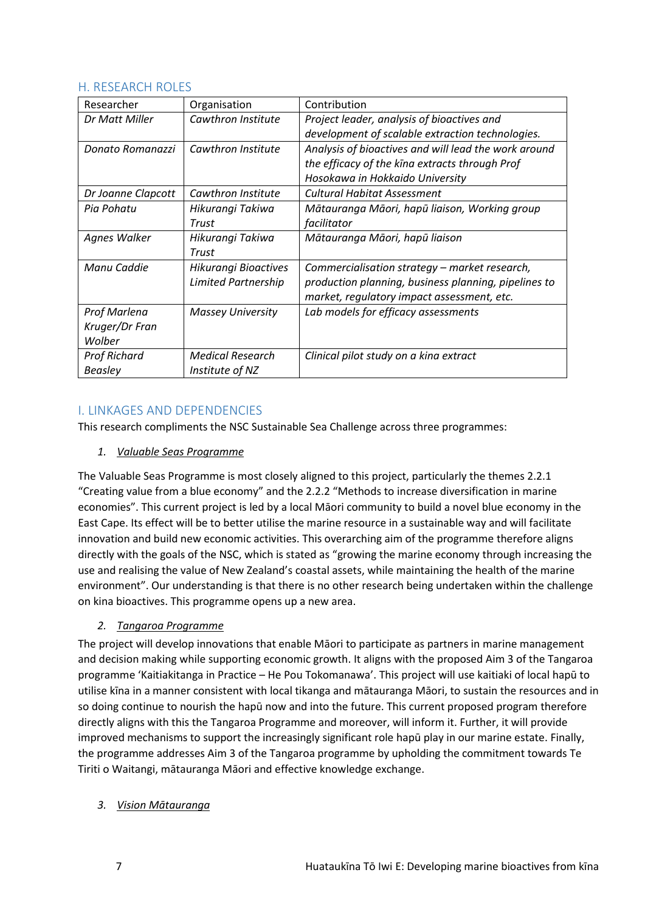## H. RESEARCH ROLES

| Researcher | Organisation | Contribution |
|---|---|---|
| *Dr Matt Miller* | *Cawthron Institute* | *Project leader, analysis of bioactives and development of scalable extraction technologies.* |
| *Donato Romanazzi* | *Cawthron Institute* | *Analysis of bioactives and will lead the work around the efficacy of the kīna extracts through Prof Hosokawa in Hokkaido University* |
| *Dr Joanne Clapcott* | *Cawthron Institute* | *Cultural Habitat Assessment* |
| *Pia Pohatu* | *Hikurangi Takiwa Trust* | *Mātauranga Māori, hapū liaison, Working group facilitator* |
| *Agnes Walker* | *Hikurangi Takiwa Trust* | *Mātauranga Māori, hapū liaison* |
| *Manu Caddie* | *Hikurangi Bioactives Limited Partnership* | *Commercialisation strategy – market research, production planning, business planning, pipelines to market, regulatory impact assessment, etc.* |
| *Prof Marlena Kruger/Dr Fran Wolber* | *Massey University* | *Lab models for efficacy assessments* |
| *Prof Richard Beasley* | *Medical Research Institute of NZ* | *Clinical pilot study on a kina extract* |

## I. LINKAGES AND DEPENDENCIES

This research compliments the NSC Sustainable Sea Challenge across three programmes:

1. *Valuable Seas Programme*

The Valuable Seas Programme is most closely aligned to this project, particularly the themes 2.2.1 "Creating value from a blue economy" and the 2.2.2 "Methods to increase diversification in marine economies". This current project is led by a local Māori community to build a novel blue economy in the East Cape. Its effect will be to better utilise the marine resource in a sustainable way and will facilitate innovation and build new economic activities. This overarching aim of the programme therefore aligns directly with the goals of the NSC, which is stated as "growing the marine economy through increasing the use and realising the value of New Zealand's coastal assets, while maintaining the health of the marine environment". Our understanding is that there is no other research being undertaken within the challenge on kina bioactives. This programme opens up a new area.

2. *Tangaroa Programme*

The project will develop innovations that enable Māori to participate as partners in marine management and decision making while supporting economic growth. It aligns with the proposed Aim 3 of the Tangaroa programme 'Kaitiakitanga in Practice – He Pou Tokomanawa'. This project will use kaitiaki of local hapū to utilise kīna in a manner consistent with local tikanga and mātauranga Māori, to sustain the resources and in so doing continue to nourish the hapū now and into the future. This current proposed program therefore directly aligns with this the Tangaroa Programme and moreover, will inform it. Further, it will provide improved mechanisms to support the increasingly significant role hapū play in our marine estate. Finally, the programme addresses Aim 3 of the Tangaroa programme by upholding the commitment towards Te Tiriti o Waitangi, mātauranga Māori and effective knowledge exchange.

3. *Vision Mātauranga*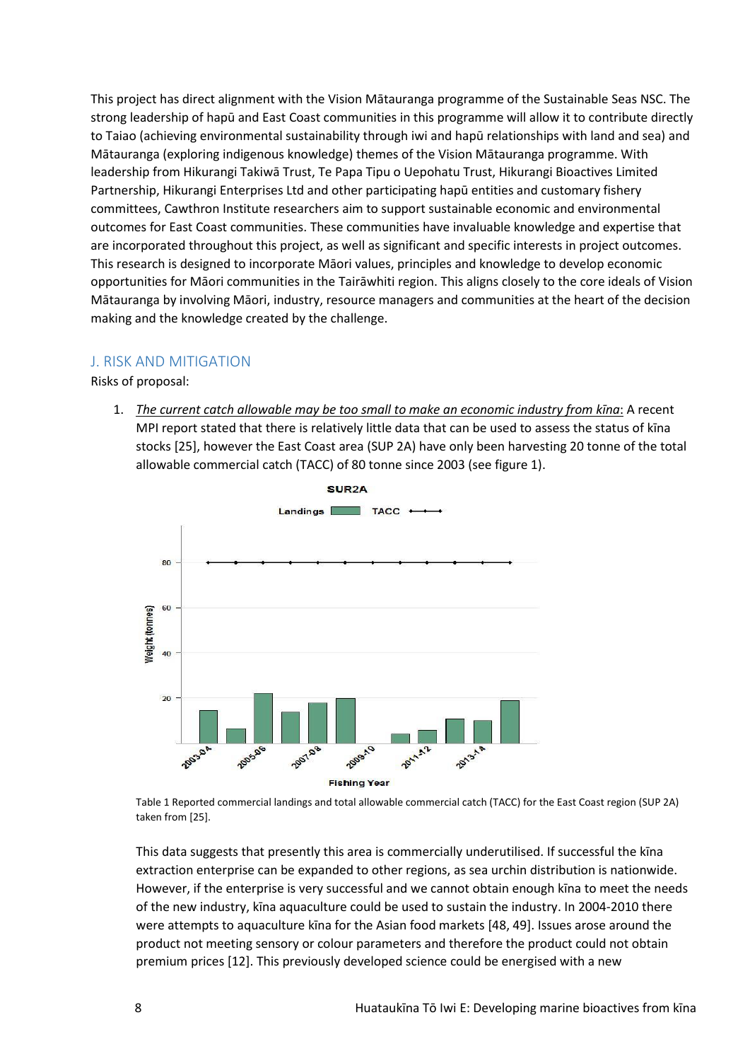This project has direct alignment with the Vision Mātauranga programme of the Sustainable Seas NSC. The strong leadership of hapū and East Coast communities in this programme will allow it to contribute directly to Taiao (achieving environmental sustainability through iwi and hapū relationships with land and sea) and Mātauranga (exploring indigenous knowledge) themes of the Vision Mātauranga programme. With leadership from Hikurangi Takiwā Trust, Te Papa Tipu o Uepohatu Trust, Hikurangi Bioactives Limited Partnership, Hikurangi Enterprises Ltd and other participating hapū entities and customary fishery committees, Cawthron Institute researchers aim to support sustainable economic and environmental outcomes for East Coast communities. These communities have invaluable knowledge and expertise that are incorporated throughout this project, as well as significant and specific interests in project outcomes. This research is designed to incorporate Māori values, principles and knowledge to develop economic opportunities for Māori communities in the Tairāwhiti region. This aligns closely to the core ideals of Vision Mātauranga by involving Māori, industry, resource managers and communities at the heart of the decision making and the knowledge created by the challenge.

## J. RISK AND MITIGATION

Risks of proposal:

1. *The current catch allowable may be too small to make an economic industry from kīna*: A recent MPI report stated that there is relatively little data that can be used to assess the status of kīna stocks [25], however the East Coast area (SUP 2A) have only been harvesting 20 tonne of the total allowable commercial catch (TACC) of 80 tonne since 2003 (see figure 1).

Table 1 Reported commercial landings and total allowable commercial catch (TACC) for the East Coast region (SUP 2A) taken from [25].

This data suggests that presently this area is commercially underutilised. If successful the kīna extraction enterprise can be expanded to other regions, as sea urchin distribution is nationwide. However, if the enterprise is very successful and we cannot obtain enough kīna to meet the needs of the new industry, kīna aquaculture could be used to sustain the industry. In 2004-2010 there were attempts to aquaculture kīna for the Asian food markets [48, 49]. Issues arose around the product not meeting sensory or colour parameters and therefore the product could not obtain premium prices [12]. This previously developed science could be energised with a new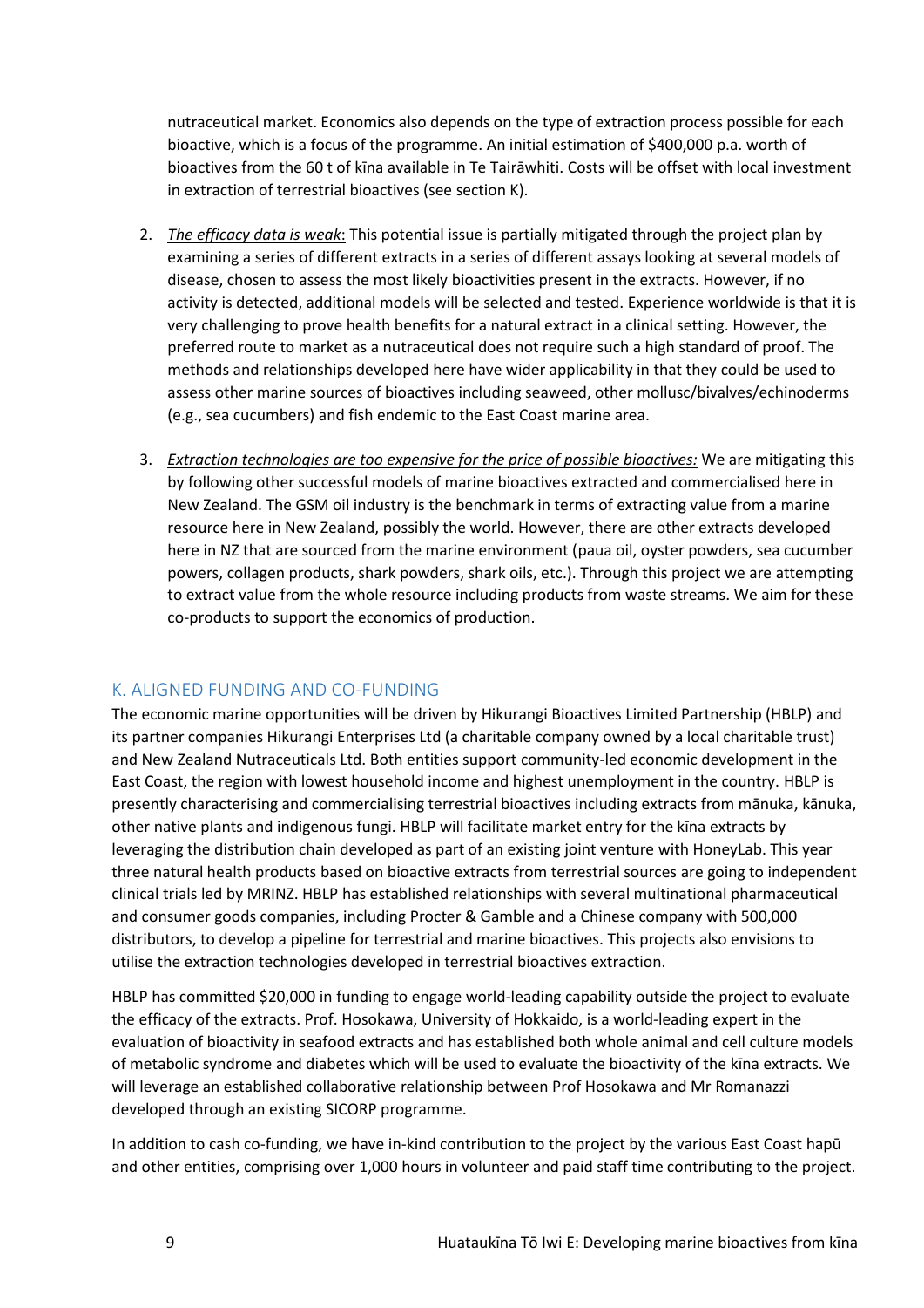nutraceutical market. Economics also depends on the type of extraction process possible for each bioactive, which is a focus of the programme. An initial estimation of $400,000 p.a. worth of bioactives from the 60 t of kīna available in Te Tairāwhiti. Costs will be offset with local investment in extraction of terrestrial bioactives (see section K).

2. *The efficacy data is weak*: This potential issue is partially mitigated through the project plan by examining a series of different extracts in a series of different assays looking at several models of disease, chosen to assess the most likely bioactivities present in the extracts. However, if no activity is detected, additional models will be selected and tested. Experience worldwide is that it is very challenging to prove health benefits for a natural extract in a clinical setting. However, the preferred route to market as a nutraceutical does not require such a high standard of proof. The methods and relationships developed here have wider applicability in that they could be used to assess other marine sources of bioactives including seaweed, other mollusc/bivalves/echinoderms (e.g., sea cucumbers) and fish endemic to the East Coast marine area.

3. *Extraction technologies are too expensive for the price of possible bioactives:* We are mitigating this by following other successful models of marine bioactives extracted and commercialised here in New Zealand. The GSM oil industry is the benchmark in terms of extracting value from a marine resource here in New Zealand, possibly the world. However, there are other extracts developed here in NZ that are sourced from the marine environment (paua oil, oyster powders, sea cucumber powers, collagen products, shark powders, shark oils, etc.). Through this project we are attempting to extract value from the whole resource including products from waste streams. We aim for these co-products to support the economics of production.

## K. ALIGNED FUNDING AND CO-FUNDING

The economic marine opportunities will be driven by Hikurangi Bioactives Limited Partnership (HBLP) and its partner companies Hikurangi Enterprises Ltd (a charitable company owned by a local charitable trust) and New Zealand Nutraceuticals Ltd. Both entities support community-led economic development in the East Coast, the region with lowest household income and highest unemployment in the country. HBLP is presently characterising and commercialising terrestrial bioactives including extracts from mānuka, kānuka, other native plants and indigenous fungi. HBLP will facilitate market entry for the kīna extracts by leveraging the distribution chain developed as part of an existing joint venture with HoneyLab. This year three natural health products based on bioactive extracts from terrestrial sources are going to independent clinical trials led by MRINZ. HBLP has established relationships with several multinational pharmaceutical and consumer goods companies, including Procter & Gamble and a Chinese company with 500,000 distributors, to develop a pipeline for terrestrial and marine bioactives. This projects also envisions to utilise the extraction technologies developed in terrestrial bioactives extraction.

HBLP has committed $20,000 in funding to engage world-leading capability outside the project to evaluate the efficacy of the extracts. Prof. Hosokawa, University of Hokkaido, is a world-leading expert in the evaluation of bioactivity in seafood extracts and has established both whole animal and cell culture models of metabolic syndrome and diabetes which will be used to evaluate the bioactivity of the kīna extracts. We will leverage an established collaborative relationship between Prof Hosokawa and Mr Romanazzi developed through an existing SICORP programme.

In addition to cash co-funding, we have in-kind contribution to the project by the various East Coast hapū and other entities, comprising over 1,000 hours in volunteer and paid staff time contributing to the project.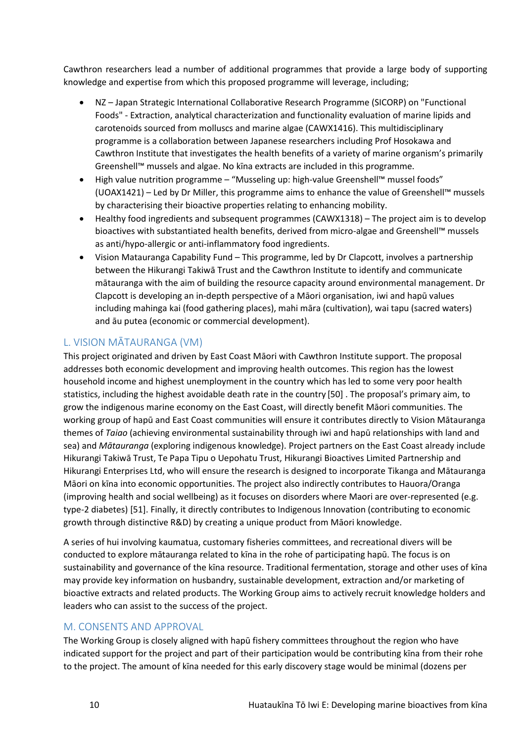Cawthron researchers lead a number of additional programmes that provide a large body of supporting knowledge and expertise from which this proposed programme will leverage, including;

- NZ – Japan Strategic International Collaborative Research Programme (SICORP) on "Functional Foods" - Extraction, analytical characterization and functionality evaluation of marine lipids and carotenoids sourced from molluscs and marine algae (CAWX1416). This multidisciplinary programme is a collaboration between Japanese researchers including Prof Hosokawa and Cawthron Institute that investigates the health benefits of a variety of marine organism's primarily Greenshell™ mussels and algae. No kīna extracts are included in this programme.
- High value nutrition programme – "Musseling up: high-value Greenshell™ mussel foods" (UOAX1421) – Led by Dr Miller, this programme aims to enhance the value of Greenshell™ mussels by characterising their bioactive properties relating to enhancing mobility.
- Healthy food ingredients and subsequent programmes (CAWX1318) – The project aim is to develop bioactives with substantiated health benefits, derived from micro-algae and Greenshell™ mussels as anti/hypo-allergic or anti-inflammatory food ingredients.
- Vision Matauranga Capability Fund – This programme, led by Dr Clapcott, involves a partnership between the Hikurangi Takiwā Trust and the Cawthron Institute to identify and communicate mātauranga with the aim of building the resource capacity around environmental management. Dr Clapcott is developing an in-depth perspective of a Māori organisation, iwi and hapū values including mahinga kai (food gathering places), mahi māra (cultivation), wai tapu (sacred waters) and āu putea (economic or commercial development).

## L. VISION MĀTAURANGA (VM)

This project originated and driven by East Coast Māori with Cawthron Institute support. The proposal addresses both economic development and improving health outcomes. This region has the lowest household income and highest unemployment in the country which has led to some very poor health statistics, including the highest avoidable death rate in the country [50] . The proposal's primary aim, to grow the indigenous marine economy on the East Coast, will directly benefit Māori communities. The working group of hapū and East Coast communities will ensure it contributes directly to Vision Mātauranga themes of *Taiao* (achieving environmental sustainability through iwi and hapū relationships with land and sea) and *Mātauranga* (exploring indigenous knowledge). Project partners on the East Coast already include Hikurangi Takiwā Trust, Te Papa Tipu o Uepohatu Trust, Hikurangi Bioactives Limited Partnership and Hikurangi Enterprises Ltd, who will ensure the research is designed to incorporate Tikanga and Mātauranga Māori on kīna into economic opportunities. The project also indirectly contributes to Hauora/Oranga (improving health and social wellbeing) as it focuses on disorders where Maori are over-represented (e.g. type-2 diabetes) [51]. Finally, it directly contributes to Indigenous Innovation (contributing to economic growth through distinctive R&D) by creating a unique product from Māori knowledge.

A series of hui involving kaumatua, customary fisheries committees, and recreational divers will be conducted to explore mātauranga related to kīna in the rohe of participating hapū. The focus is on sustainability and governance of the kīna resource. Traditional fermentation, storage and other uses of kīna may provide key information on husbandry, sustainable development, extraction and/or marketing of bioactive extracts and related products. The Working Group aims to actively recruit knowledge holders and leaders who can assist to the success of the project.

## M. CONSENTS AND APPROVAL

The Working Group is closely aligned with hapū fishery committees throughout the region who have indicated support for the project and part of their participation would be contributing kīna from their rohe to the project. The amount of kīna needed for this early discovery stage would be minimal (dozens per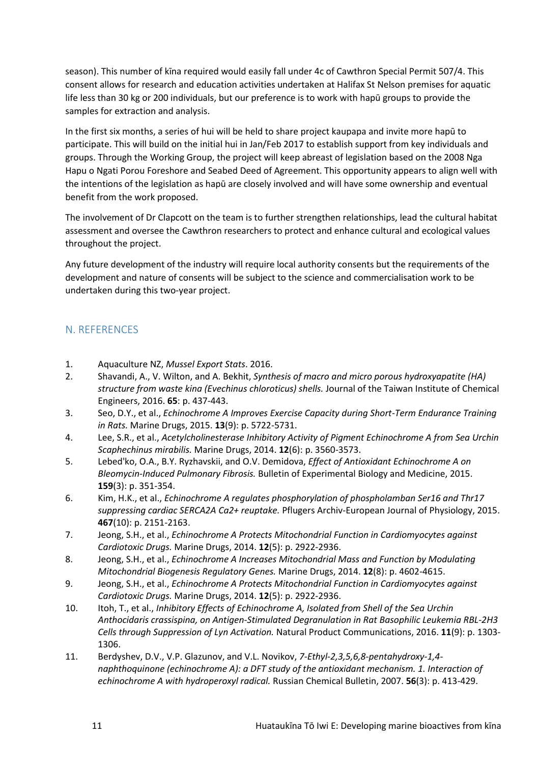season). This number of kīna required would easily fall under 4c of Cawthron Special Permit 507/4. This consent allows for research and education activities undertaken at Halifax St Nelson premises for aquatic life less than 30 kg or 200 individuals, but our preference is to work with hapū groups to provide the samples for extraction and analysis.

In the first six months, a series of hui will be held to share project kaupapa and invite more hapū to participate. This will build on the initial hui in Jan/Feb 2017 to establish support from key individuals and groups. Through the Working Group, the project will keep abreast of legislation based on the 2008 Nga Hapu o Ngati Porou Foreshore and Seabed Deed of Agreement. This opportunity appears to align well with the intentions of the legislation as hapū are closely involved and will have some ownership and eventual benefit from the work proposed.

The involvement of Dr Clapcott on the team is to further strengthen relationships, lead the cultural habitat assessment and oversee the Cawthron researchers to protect and enhance cultural and ecological values throughout the project.

Any future development of the industry will require local authority consents but the requirements of the development and nature of consents will be subject to the science and commercialisation work to be undertaken during this two-year project.

## N. REFERENCES

1. Aquaculture NZ, *Mussel Export Stats*. 2016.
2. Shavandi, A., V. Wilton, and A. Bekhit, *Synthesis of macro and micro porous hydroxyapatite (HA) structure from waste kina (Evechinus chloroticus) shells.* Journal of the Taiwan Institute of Chemical Engineers, 2016. **65**: p. 437-443.
3. Seo, D.Y., et al., *Echinochrome A Improves Exercise Capacity during Short-Term Endurance Training in Rats.* Marine Drugs, 2015. **13**(9): p. 5722-5731.
4. Lee, S.R., et al., *Acetylcholinesterase Inhibitory Activity of Pigment Echinochrome A from Sea Urchin Scaphechinus mirabilis.* Marine Drugs, 2014. **12**(6): p. 3560-3573.
5. Lebed'ko, O.A., B.Y. Ryzhavskii, and O.V. Demidova, *Effect of Antioxidant Echinochrome A on Bleomycin-Induced Pulmonary Fibrosis.* Bulletin of Experimental Biology and Medicine, 2015. **159**(3): p. 351-354.
6. Kim, H.K., et al., *Echinochrome A regulates phosphorylation of phospholamban Ser16 and Thr17 suppressing cardiac SERCA2A Ca2+ reuptake.* Pflugers Archiv-European Journal of Physiology, 2015. **467**(10): p. 2151-2163.
7. Jeong, S.H., et al., *Echinochrome A Protects Mitochondrial Function in Cardiomyocytes against Cardiotoxic Drugs.* Marine Drugs, 2014. **12**(5): p. 2922-2936.
8. Jeong, S.H., et al., *Echinochrome A Increases Mitochondrial Mass and Function by Modulating Mitochondrial Biogenesis Regulatory Genes.* Marine Drugs, 2014. **12**(8): p. 4602-4615.
9. Jeong, S.H., et al., *Echinochrome A Protects Mitochondrial Function in Cardiomyocytes against Cardiotoxic Drugs.* Marine Drugs, 2014. **12**(5): p. 2922-2936.
10. Itoh, T., et al., *Inhibitory Effects of Echinochrome A, Isolated from Shell of the Sea Urchin Anthocidaris crassispina, on Antigen-Stimulated Degranulation in Rat Basophilic Leukemia RBL-2H3 Cells through Suppression of Lyn Activation.* Natural Product Communications, 2016. **11**(9): p. 1303-1306.
11. Berdyshev, D.V., V.P. Glazunov, and V.L. Novikov, *7-Ethyl-2,3,5,6,8-pentahydroxy-1,4-naphthoquinone (echinochrome A): a DFT study of the antioxidant mechanism. 1. Interaction of echinochrome A with hydroperoxyl radical.* Russian Chemical Bulletin, 2007. **56**(3): p. 413-429.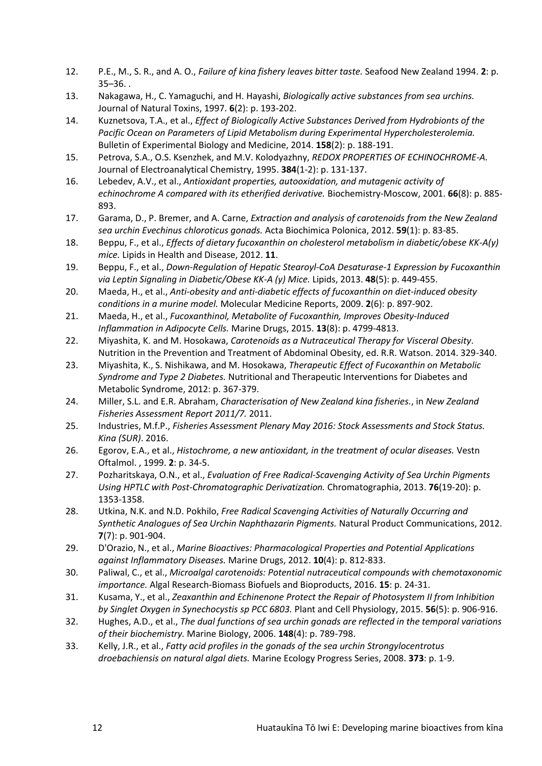12. P.E., M., S. R., and A. O., *Failure of kina fishery leaves bitter taste.* Seafood New Zealand 1994. **2**: p. 35–36. .
13. Nakagawa, H., C. Yamaguchi, and H. Hayashi, *Biologically active substances from sea urchins.* Journal of Natural Toxins, 1997. **6**(2): p. 193-202.
14. Kuznetsova, T.A., et al., *Effect of Biologically Active Substances Derived from Hydrobionts of the Pacific Ocean on Parameters of Lipid Metabolism during Experimental Hypercholesterolemia.* Bulletin of Experimental Biology and Medicine, 2014. **158**(2): p. 188-191.
15. Petrova, S.A., O.S. Ksenzhek, and M.V. Kolodyazhny, *REDOX PROPERTIES OF ECHINOCHROME-A.* Journal of Electroanalytical Chemistry, 1995. **384**(1-2): p. 131-137.
16. Lebedev, A.V., et al., *Antioxidant properties, autooxidation, and mutagenic activity of echinochrome A compared with its etherified derivative.* Biochemistry-Moscow, 2001. **66**(8): p. 885-893.
17. Garama, D., P. Bremer, and A. Carne, *Extraction and analysis of carotenoids from the New Zealand sea urchin Evechinus chloroticus gonads.* Acta Biochimica Polonica, 2012. **59**(1): p. 83-85.
18. Beppu, F., et al., *Effects of dietary fucoxanthin on cholesterol metabolism in diabetic/obese KK-A(y) mice.* Lipids in Health and Disease, 2012. **11**.
19. Beppu, F., et al., *Down-Regulation of Hepatic Stearoyl-CoA Desaturase-1 Expression by Fucoxanthin via Leptin Signaling in Diabetic/Obese KK-A (y) Mice.* Lipids, 2013. **48**(5): p. 449-455.
20. Maeda, H., et al., *Anti-obesity and anti-diabetic effects of fucoxanthin on diet-induced obesity conditions in a murine model.* Molecular Medicine Reports, 2009. **2**(6): p. 897-902.
21. Maeda, H., et al., *Fucoxanthinol, Metabolite of Fucoxanthin, Improves Obesity-Induced Inflammation in Adipocyte Cells.* Marine Drugs, 2015. **13**(8): p. 4799-4813.
22. Miyashita, K. and M. Hosokawa, *Carotenoids as a Nutraceutical Therapy for Visceral Obesity*. Nutrition in the Prevention and Treatment of Abdominal Obesity, ed. R.R. Watson. 2014. 329-340.
23. Miyashita, K., S. Nishikawa, and M. Hosokawa, *Therapeutic Effect of Fucoxanthin on Metabolic Syndrome and Type 2 Diabetes.* Nutritional and Therapeutic Interventions for Diabetes and Metabolic Syndrome, 2012: p. 367-379.
24. Miller, S.L. and E.R. Abraham, *Characterisation of New Zealand kina fisheries.*, in *New Zealand Fisheries Assessment Report 2011/7.* 2011.
25. Industries, M.f.P., *Fisheries Assessment Plenary May 2016: Stock Assessments and Stock Status. Kina (SUR)*. 2016.
26. Egorov, E.A., et al., *Histochrome, a new antioxidant, in the treatment of ocular diseases.* Vestn Oftalmol. , 1999. **2**: p. 34-5.
27. Pozharitskaya, O.N., et al., *Evaluation of Free Radical-Scavenging Activity of Sea Urchin Pigments Using HPTLC with Post-Chromatographic Derivatization.* Chromatographia, 2013. **76**(19-20): p. 1353-1358.
28. Utkina, N.K. and N.D. Pokhilo, *Free Radical Scavenging Activities of Naturally Occurring and Synthetic Analogues of Sea Urchin Naphthazarin Pigments.* Natural Product Communications, 2012. **7**(7): p. 901-904.
29. D'Orazio, N., et al., *Marine Bioactives: Pharmacological Properties and Potential Applications against Inflammatory Diseases.* Marine Drugs, 2012. **10**(4): p. 812-833.
30. Paliwal, C., et al., *Microalgal carotenoids: Potential nutraceutical compounds with chemotaxonomic importance.* Algal Research-Biomass Biofuels and Bioproducts, 2016. **15**: p. 24-31.
31. Kusama, Y., et al., *Zeaxanthin and Echinenone Protect the Repair of Photosystem II from Inhibition by Singlet Oxygen in Synechocystis sp PCC 6803.* Plant and Cell Physiology, 2015. **56**(5): p. 906-916.
32. Hughes, A.D., et al., *The dual functions of sea urchin gonads are reflected in the temporal variations of their biochemistry.* Marine Biology, 2006. **148**(4): p. 789-798.
33. Kelly, J.R., et al., *Fatty acid profiles in the gonads of the sea urchin Strongylocentrotus droebachiensis on natural algal diets.* Marine Ecology Progress Series, 2008. **373**: p. 1-9.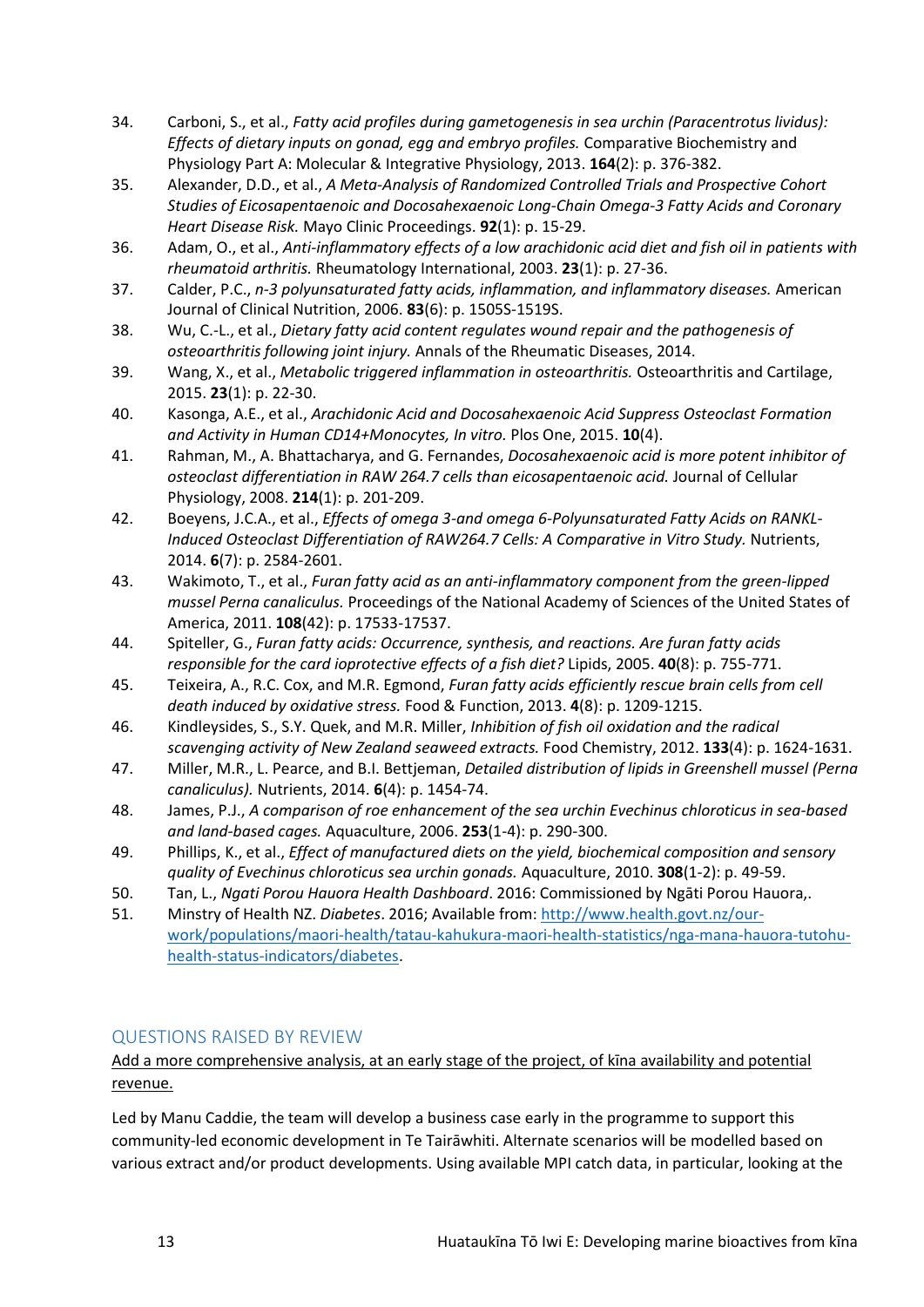34. Carboni, S., et al., *Fatty acid profiles during gametogenesis in sea urchin (Paracentrotus lividus): Effects of dietary inputs on gonad, egg and embryo profiles.* Comparative Biochemistry and Physiology Part A: Molecular & Integrative Physiology, 2013. **164**(2): p. 376-382.
35. Alexander, D.D., et al., *A Meta-Analysis of Randomized Controlled Trials and Prospective Cohort Studies of Eicosapentaenoic and Docosahexaenoic Long-Chain Omega-3 Fatty Acids and Coronary Heart Disease Risk.* Mayo Clinic Proceedings. **92**(1): p. 15-29.
36. Adam, O., et al., *Anti-inflammatory effects of a low arachidonic acid diet and fish oil in patients with rheumatoid arthritis.* Rheumatology International, 2003. **23**(1): p. 27-36.
37. Calder, P.C., *n-3 polyunsaturated fatty acids, inflammation, and inflammatory diseases.* American Journal of Clinical Nutrition, 2006. **83**(6): p. 1505S-1519S.
38. Wu, C.-L., et al., *Dietary fatty acid content regulates wound repair and the pathogenesis of osteoarthritis following joint injury.* Annals of the Rheumatic Diseases, 2014.
39. Wang, X., et al., *Metabolic triggered inflammation in osteoarthritis.* Osteoarthritis and Cartilage, 2015. **23**(1): p. 22-30.
40. Kasonga, A.E., et al., *Arachidonic Acid and Docosahexaenoic Acid Suppress Osteoclast Formation and Activity in Human CD14+Monocytes, In vitro.* Plos One, 2015. **10**(4).
41. Rahman, M., A. Bhattacharya, and G. Fernandes, *Docosahexaenoic acid is more potent inhibitor of osteoclast differentiation in RAW 264.7 cells than eicosapentaenoic acid.* Journal of Cellular Physiology, 2008. **214**(1): p. 201-209.
42. Boeyens, J.C.A., et al., *Effects of omega 3-and omega 6-Polyunsaturated Fatty Acids on RANKL-Induced Osteoclast Differentiation of RAW264.7 Cells: A Comparative in Vitro Study.* Nutrients, 2014. **6**(7): p. 2584-2601.
43. Wakimoto, T., et al., *Furan fatty acid as an anti-inflammatory component from the green-lipped mussel Perna canaliculus.* Proceedings of the National Academy of Sciences of the United States of America, 2011. **108**(42): p. 17533-17537.
44. Spiteller, G., *Furan fatty acids: Occurrence, synthesis, and reactions. Are furan fatty acids responsible for the card ioprotective effects of a fish diet?* Lipids, 2005. **40**(8): p. 755-771.
45. Teixeira, A., R.C. Cox, and M.R. Egmond, *Furan fatty acids efficiently rescue brain cells from cell death induced by oxidative stress.* Food & Function, 2013. **4**(8): p. 1209-1215.
46. Kindleysides, S., S.Y. Quek, and M.R. Miller, *Inhibition of fish oil oxidation and the radical scavenging activity of New Zealand seaweed extracts.* Food Chemistry, 2012. **133**(4): p. 1624-1631.
47. Miller, M.R., L. Pearce, and B.I. Bettjeman, *Detailed distribution of lipids in Greenshell mussel (Perna canaliculus).* Nutrients, 2014. **6**(4): p. 1454-74.
48. James, P.J., *A comparison of roe enhancement of the sea urchin Evechinus chloroticus in sea-based and land-based cages.* Aquaculture, 2006. **253**(1-4): p. 290-300.
49. Phillips, K., et al., *Effect of manufactured diets on the yield, biochemical composition and sensory quality of Evechinus chloroticus sea urchin gonads.* Aquaculture, 2010. **308**(1-2): p. 49-59.
50. Tan, L., *Ngati Porou Hauora Health Dashboard*. 2016: Commissioned by Ngāti Porou Hauora,.
51. Minstry of Health NZ. *Diabetes*. 2016; Available from: [http://www.health.govt.nz/our-work/populations/maori-health/tatau-kahukura-maori-health-statistics/nga-mana-hauora-tutohu-health-status-indicators/diabetes](http://www.health.govt.nz/our-work/populations/maori-health/tatau-kahukura-maori-health-statistics/nga-mana-hauora-tutohu-health-status-indicators/diabetes).

## QUESTIONS RAISED BY REVIEW

<u>Add a more comprehensive analysis, at an early stage of the project, of kīna availability and potential revenue.</u>

Led by Manu Caddie, the team will develop a business case early in the programme to support this community-led economic development in Te Tairāwhiti. Alternate scenarios will be modelled based on various extract and/or product developments. Using available MPI catch data, in particular, looking at the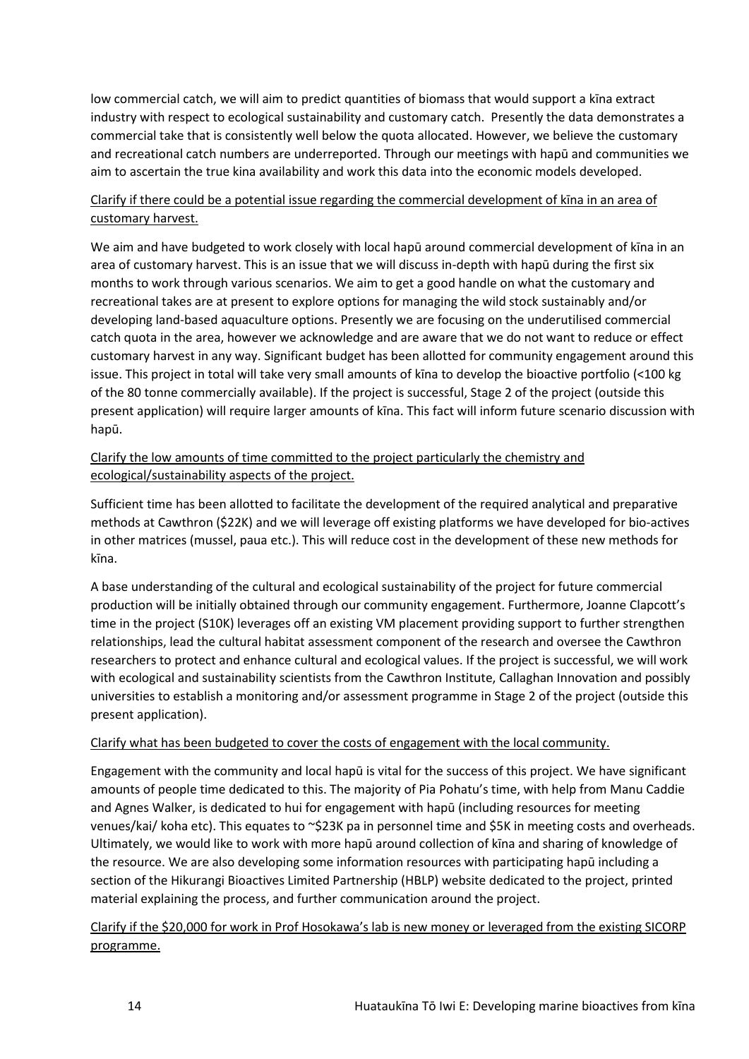low commercial catch, we will aim to predict quantities of biomass that would support a kīna extract industry with respect to ecological sustainability and customary catch. Presently the data demonstrates a commercial take that is consistently well below the quota allocated. However, we believe the customary and recreational catch numbers are underreported. Through our meetings with hapū and communities we aim to ascertain the true kina availability and work this data into the economic models developed.

<u>Clarify if there could be a potential issue regarding the commercial development of kīna in an area of customary harvest.</u>

We aim and have budgeted to work closely with local hapū around commercial development of kīna in an area of customary harvest. This is an issue that we will discuss in-depth with hapū during the first six months to work through various scenarios. We aim to get a good handle on what the customary and recreational takes are at present to explore options for managing the wild stock sustainably and/or developing land-based aquaculture options. Presently we are focusing on the underutilised commercial catch quota in the area, however we acknowledge and are aware that we do not want to reduce or effect customary harvest in any way. Significant budget has been allotted for community engagement around this issue. This project in total will take very small amounts of kīna to develop the bioactive portfolio (<100 kg of the 80 tonne commercially available). If the project is successful, Stage 2 of the project (outside this present application) will require larger amounts of kīna. This fact will inform future scenario discussion with hapū.

<u>Clarify the low amounts of time committed to the project particularly the chemistry and ecological/sustainability aspects of the project.</u>

Sufficient time has been allotted to facilitate the development of the required analytical and preparative methods at Cawthron ($22K) and we will leverage off existing platforms we have developed for bio-actives in other matrices (mussel, paua etc.). This will reduce cost in the development of these new methods for kīna.

A base understanding of the cultural and ecological sustainability of the project for future commercial production will be initially obtained through our community engagement. Furthermore, Joanne Clapcott's time in the project (S10K) leverages off an existing VM placement providing support to further strengthen relationships, lead the cultural habitat assessment component of the research and oversee the Cawthron researchers to protect and enhance cultural and ecological values. If the project is successful, we will work with ecological and sustainability scientists from the Cawthron Institute, Callaghan Innovation and possibly universities to establish a monitoring and/or assessment programme in Stage 2 of the project (outside this present application).

<u>Clarify what has been budgeted to cover the costs of engagement with the local community.</u>

Engagement with the community and local hapū is vital for the success of this project. We have significant amounts of people time dedicated to this. The majority of Pia Pohatu's time, with help from Manu Caddie and Agnes Walker, is dedicated to hui for engagement with hapū (including resources for meeting venues/kai/ koha etc). This equates to ~$23K pa in personnel time and $5K in meeting costs and overheads. Ultimately, we would like to work with more hapū around collection of kīna and sharing of knowledge of the resource. We are also developing some information resources with participating hapū including a section of the Hikurangi Bioactives Limited Partnership (HBLP) website dedicated to the project, printed material explaining the process, and further communication around the project.

<u>Clarify if the $20,000 for work in Prof Hosokawa's lab is new money or leveraged from the existing SICORP programme.</u>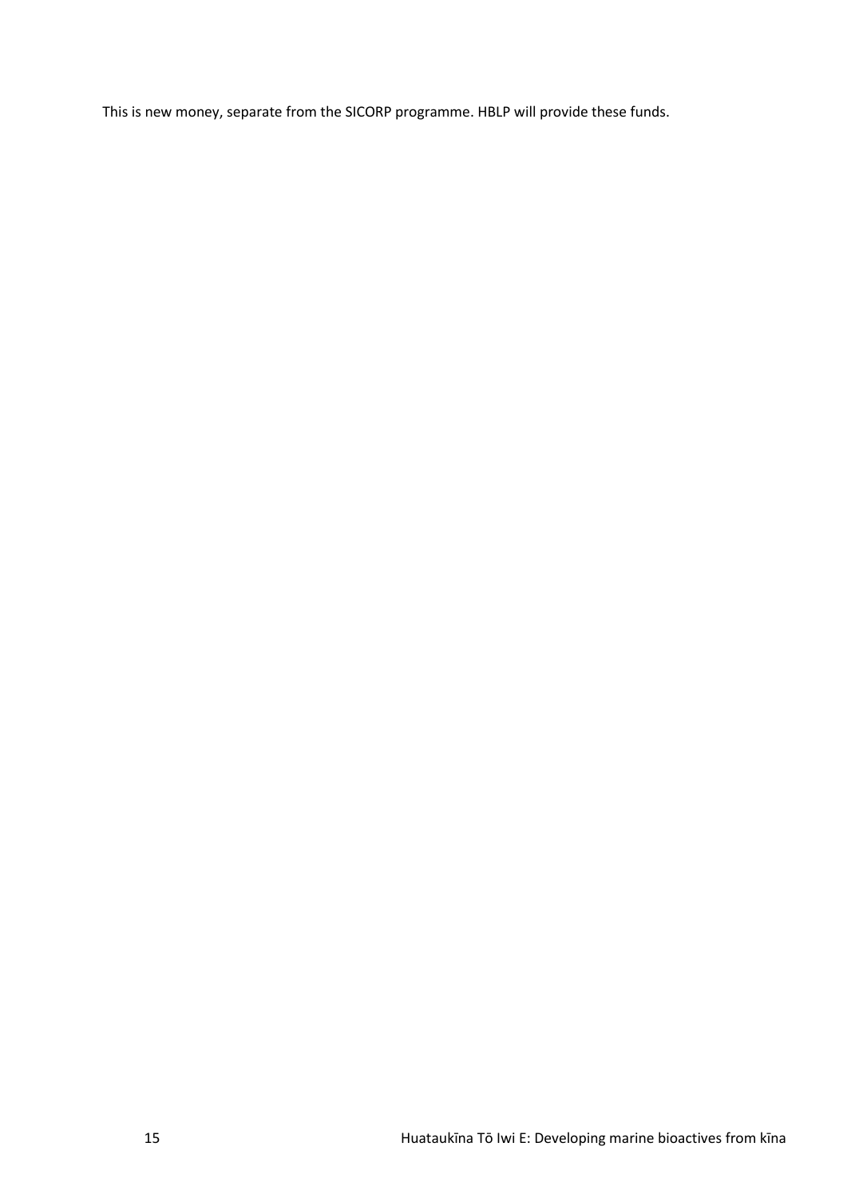This is new money, separate from the SICORP programme. HBLP will provide these funds.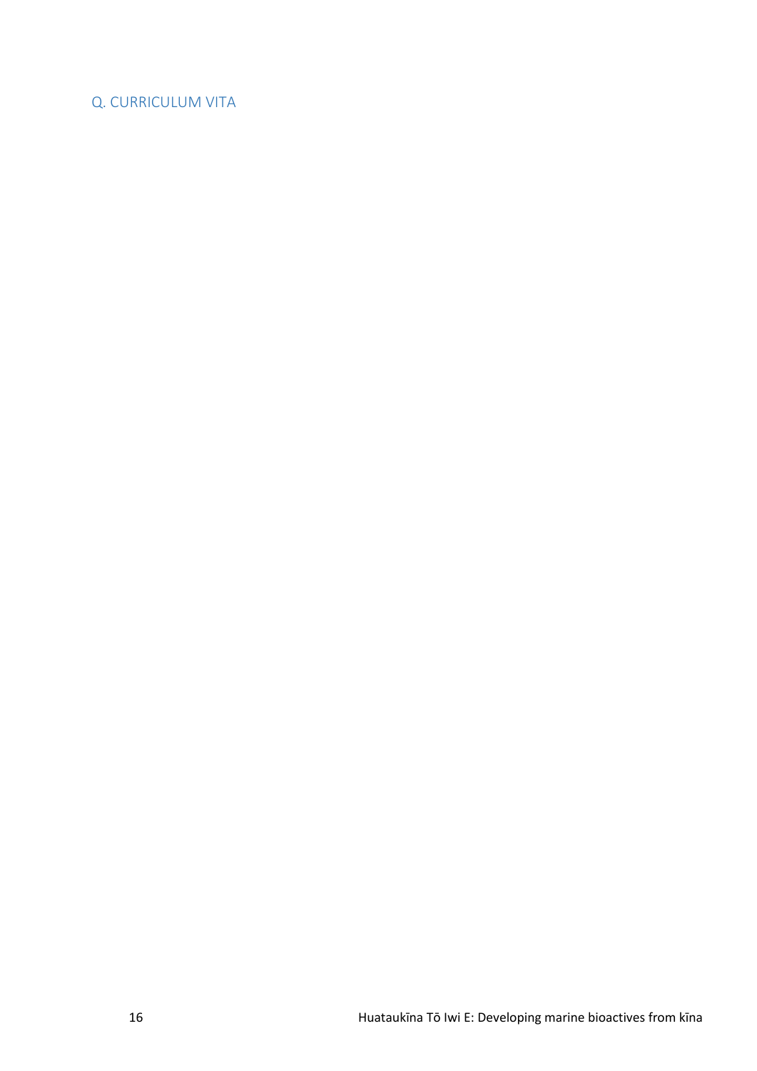## Q. CURRICULUM VITA